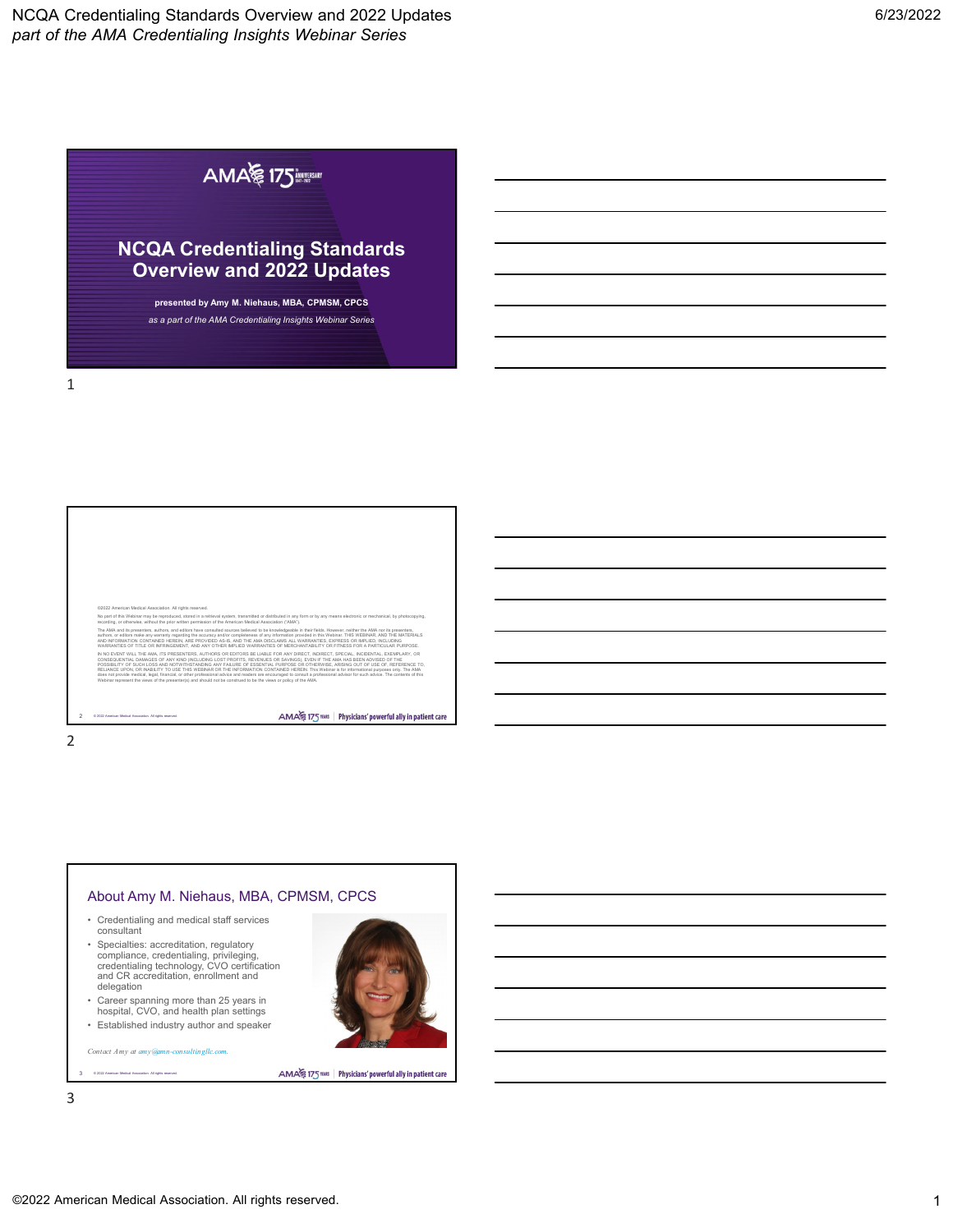# NCQA Credentialing Standards Overview and 2022 Updates

**presented by Amy M. Niehaus, MBA, CPMSM, CPCS**

*as a part of the AMA Credentialing Insights Webinar Series*

---

©2022 American Medical Association. All rights reserved.

No part of this Webinar may be reproduced, stored in a retrieval system, transmitted or distributed in any form or by any means electronic or mechanical, by photocopying, recording, or otherwise, without the prior written permission of the American Medical Association ("AMA").

The AMA and its presenters, authors, and editors have consulted sources believed to be knowledgeable in their fields. However, neither the AMA nor its presenters, authors, or editors make any warranty regarding the accuracy and/or completeness of any information provided in this Webinar. THIS WEBINAR, AND THE MATERIALS AND INFORMATION CONTAINED HEREIN, ARE PROVIDED AS-IS, AND THE AMA DISCLAIMS ALL WARRANTIES, EXPRESS OR IMPLIED, INCLUDING WARRANTIES OF TITLE OR INFRINGEMENT, AND ANY OTHER IMPLIED WARRANTIES OF MERCHANTABILITY OR FITNESS FOR A PARTICULAR PURPOSE.

IN NO EVENT WILL THE AMA, ITS PRESENTERS, AUTHORS OR EDITORS BE LIABLE FOR ANY DIRECT, INDIRECT, SPECIAL, INCIDENTAL, EXEMPLARY, OR CONSEQUENTIAL DAMAGES OF ANY KIND (INCLUDING LOST PROFITS, REVENUES OR SAVINGS), EVEN IF THE AMA HAS BEEN ADVISED OF THE POSSIBILITY OF SUCH LOSS AND NOTWITHSTANDING ANY FAILURE OF ESSENTIAL PURPOSE OR OTHERWISE, ARISING OUT OF USE OF, REFERENCE TO, RELIANCE UPON, OR INABILITY TO USE THIS WEBINAR OR THE INFORMATION CONTAINED HEREIN. This Webinar is for informational purposes only. The AMA does not provide medical, legal, financial, or other professional advice and readers are encouraged to consult a professional advisor for such advice. The contents of this Webinar represent the views of the presenter(s) and should not be construed to be the views or policy of the AMA.

---

## About Amy M. Niehaus, MBA, CPMSM, CPCS

- Credentialing and medical staff services consultant
- Specialties: accreditation, regulatory compliance, credentialing, privileging, credentialing technology, CVO certification and CR accreditation, enrollment and delegation
- Career spanning more than 25 years in hospital, CVO, and health plan settings
- Established industry author and speaker

*Contact Amy at amy@amn-consultingllc.com.*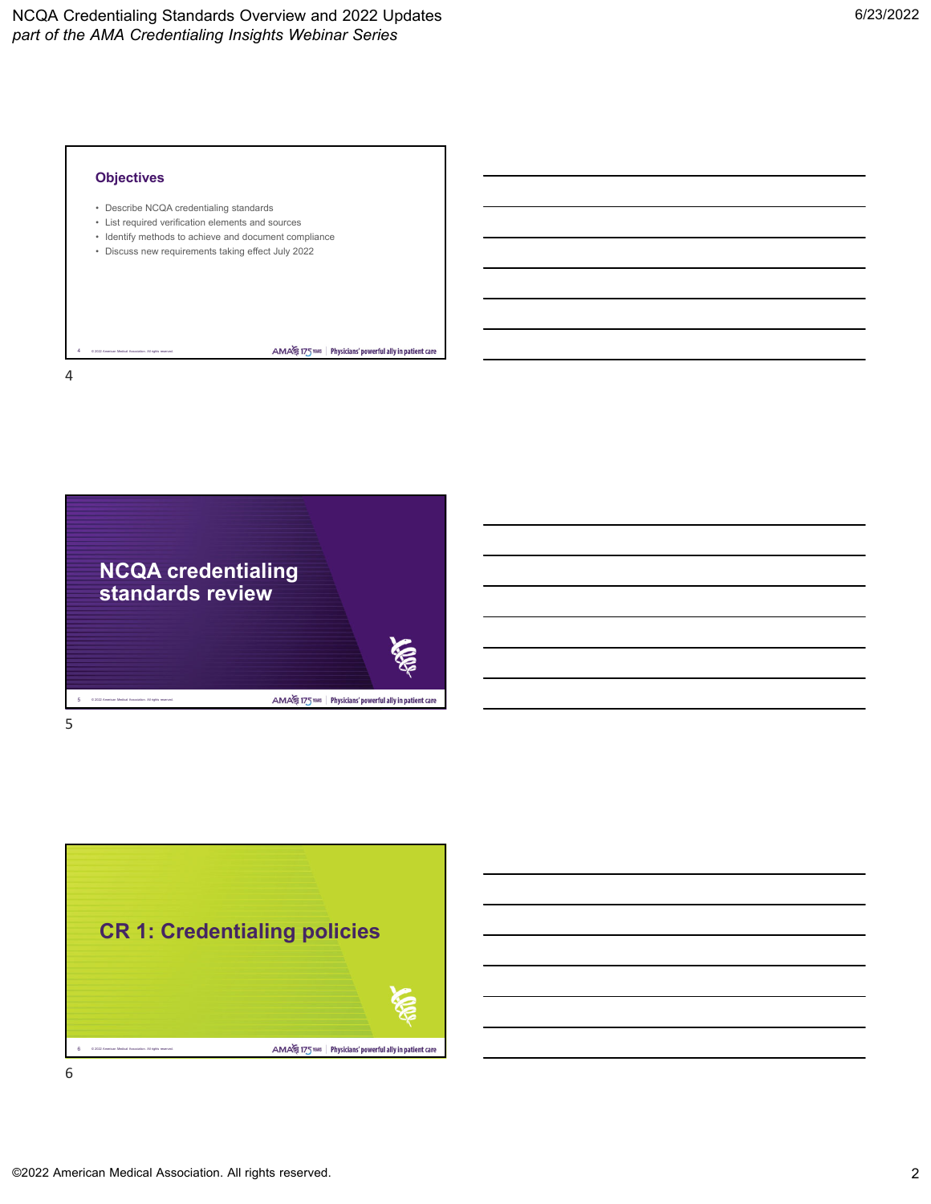## Objectives

- Describe NCQA credentialing standards
- List required verification elements and sources
- Identify methods to achieve and document compliance
- Discuss new requirements taking effect July 2022

## NCQA credentialing standards review

## CR 1: Credentialing policies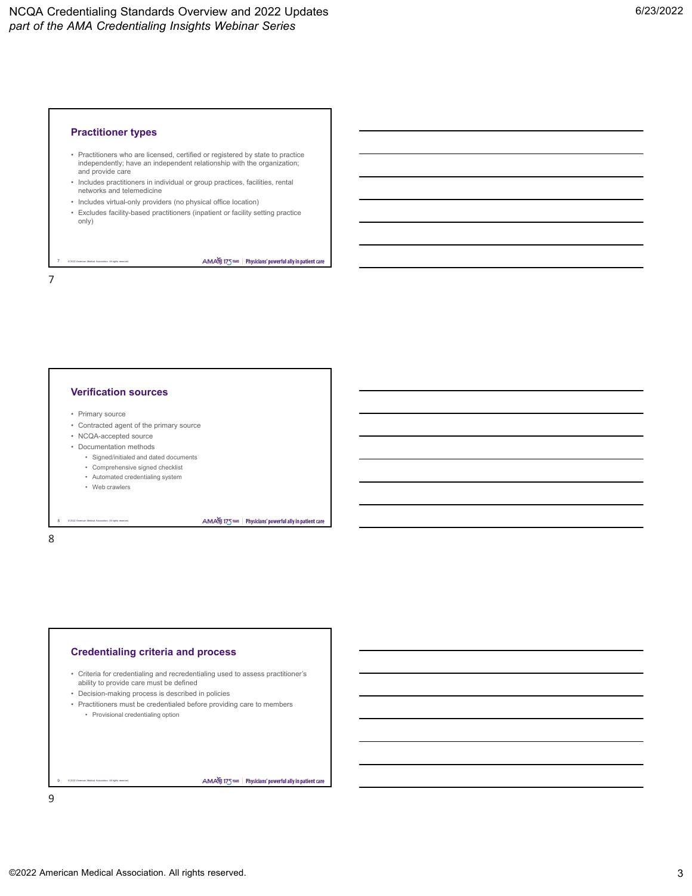## Practitioner types

- Practitioners who are licensed, certified or registered by state to practice independently; have an independent relationship with the organization; and provide care
- Includes practitioners in individual or group practices, facilities, rental networks and telemedicine
- Includes virtual-only providers (no physical office location)
- Excludes facility-based practitioners (inpatient or facility setting practice only)

## Verification sources

- Primary source
- Contracted agent of the primary source
- NCQA-accepted source
- Documentation methods
  - Signed/initialed and dated documents
  - Comprehensive signed checklist
  - Automated credentialing system
  - Web crawlers

## Credentialing criteria and process

- Criteria for credentialing and recredentialing used to assess practitioner's ability to provide care must be defined
- Decision-making process is described in policies
- Practitioners must be credentialed before providing care to members
  - Provisional credentialing option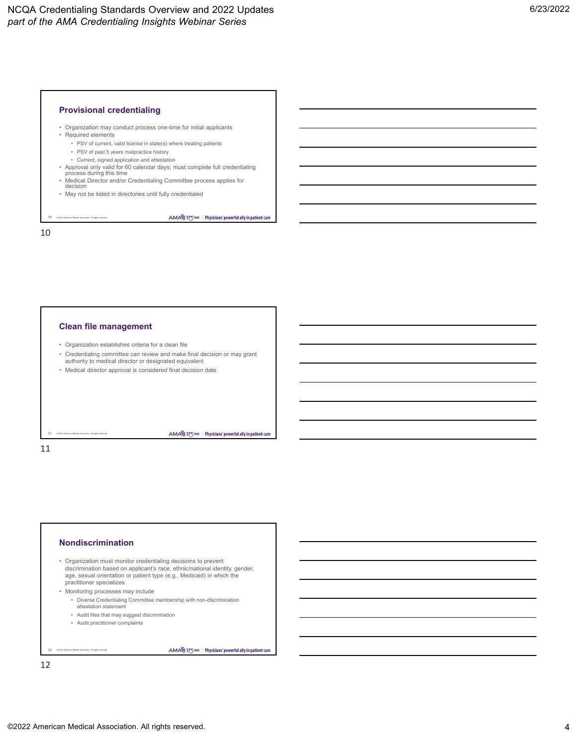## Provisional credentialing

- Organization may conduct process one-time for initial applicants
- Required elements
  - PSV of current, valid license in state(s) where treating patients
  - PSV of past 5 years malpractice history
  - Current, signed application and attestation
- Approval only valid for 60 calendar days; must complete full credentialing process during this time
- Medical Director and/or Credentialing Committee process applies for decision
- May not be listed in directories until fully credentialed

## Clean file management

- Organization establishes criteria for a clean file
- Credentialing committee can review and make final decision or may grant authority to medical director or designated equivalent
- Medical director approval is considered final decision date

## Nondiscrimination

- Organization must monitor credentialing decisions to prevent discrimination based on applicant's race, ethnic/national identity, gender, age, sexual orientation or patient type (e.g., Medicaid) in which the practitioner specializes
- Monitoring processes may include
  - Diverse Credentialing Committee membership with non-discrimination attestation statement
  - Audit files that may suggest discrimination
  - Audit practitioner complaints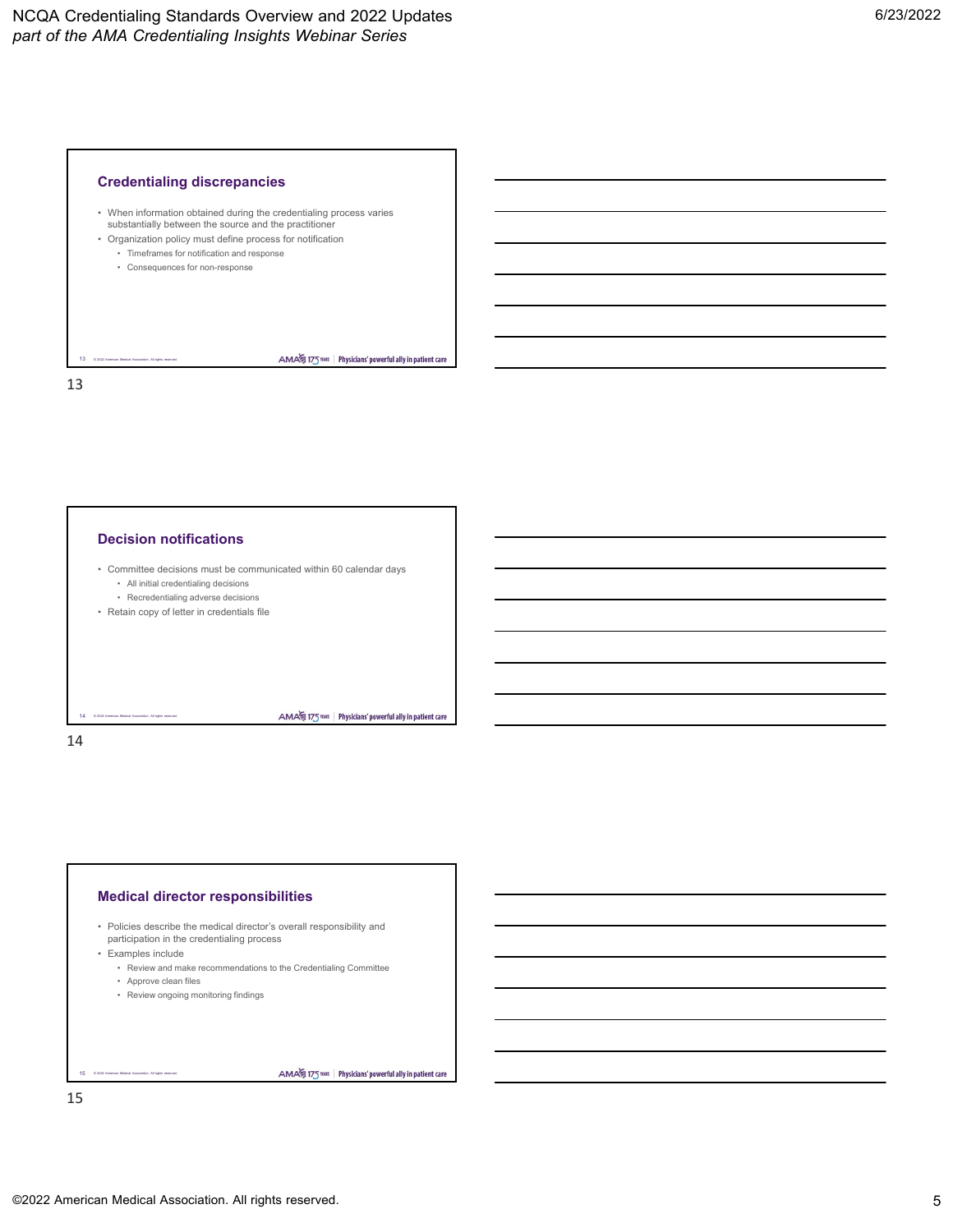## Credentialing discrepancies

- When information obtained during the credentialing process varies substantially between the source and the practitioner
- Organization policy must define process for notification
  - Timeframes for notification and response
  - Consequences for non-response

## Decision notifications

- Committee decisions must be communicated within 60 calendar days
  - All initial credentialing decisions
  - Recredentialing adverse decisions
- Retain copy of letter in credentials file

## Medical director responsibilities

- Policies describe the medical director's overall responsibility and participation in the credentialing process
- Examples include
  - Review and make recommendations to the Credentialing Committee
  - Approve clean files
  - Review ongoing monitoring findings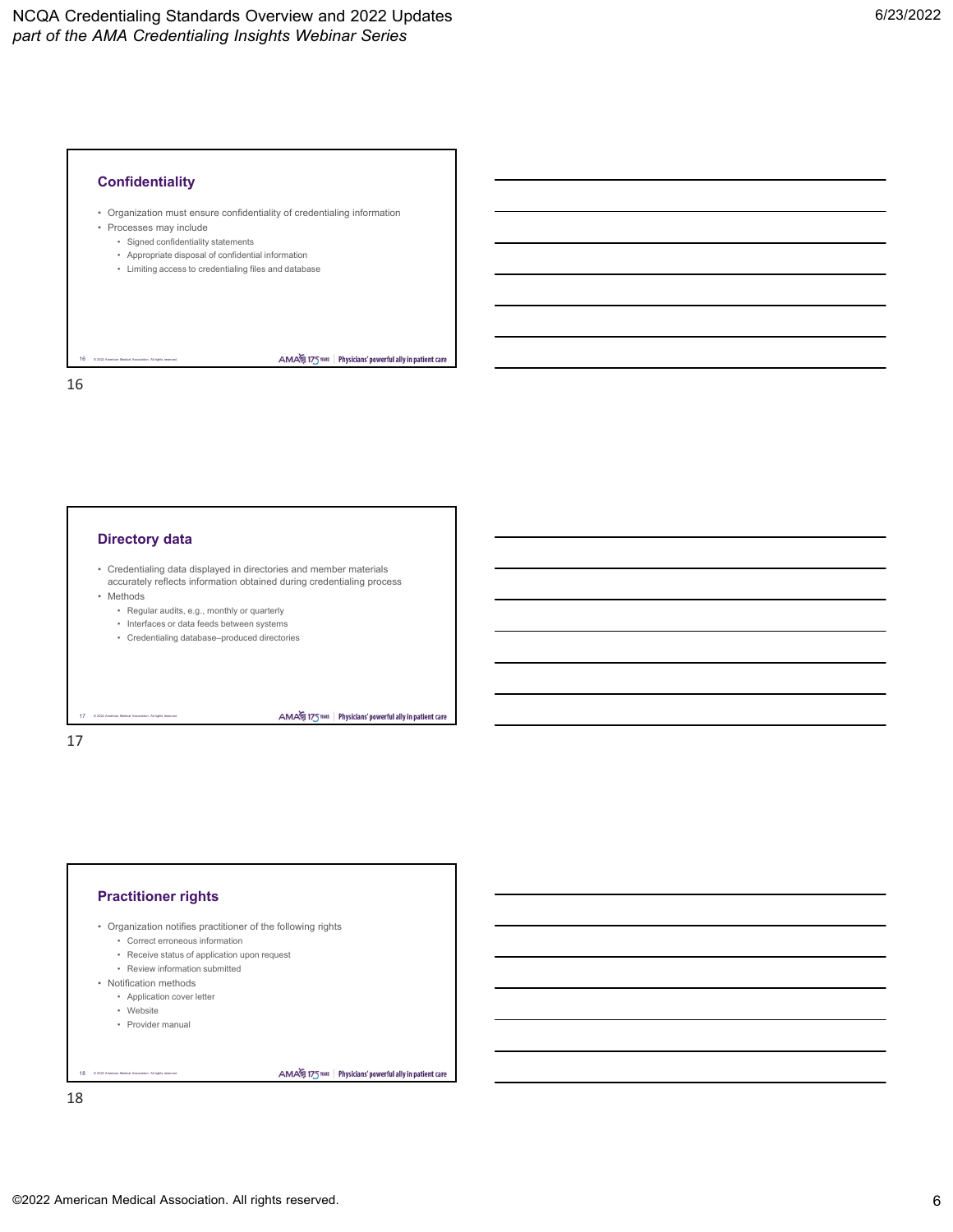## Confidentiality

- Organization must ensure confidentiality of credentialing information
- Processes may include
  - Signed confidentiality statements
  - Appropriate disposal of confidential information
  - Limiting access to credentialing files and database

## Directory data

- Credentialing data displayed in directories and member materials accurately reflects information obtained during credentialing process
- Methods
  - Regular audits, e.g., monthly or quarterly
  - Interfaces or data feeds between systems
  - Credentialing database–produced directories

## Practitioner rights

- Organization notifies practitioner of the following rights
  - Correct erroneous information
  - Receive status of application upon request
  - Review information submitted
- Notification methods
  - Application cover letter
  - Website
  - Provider manual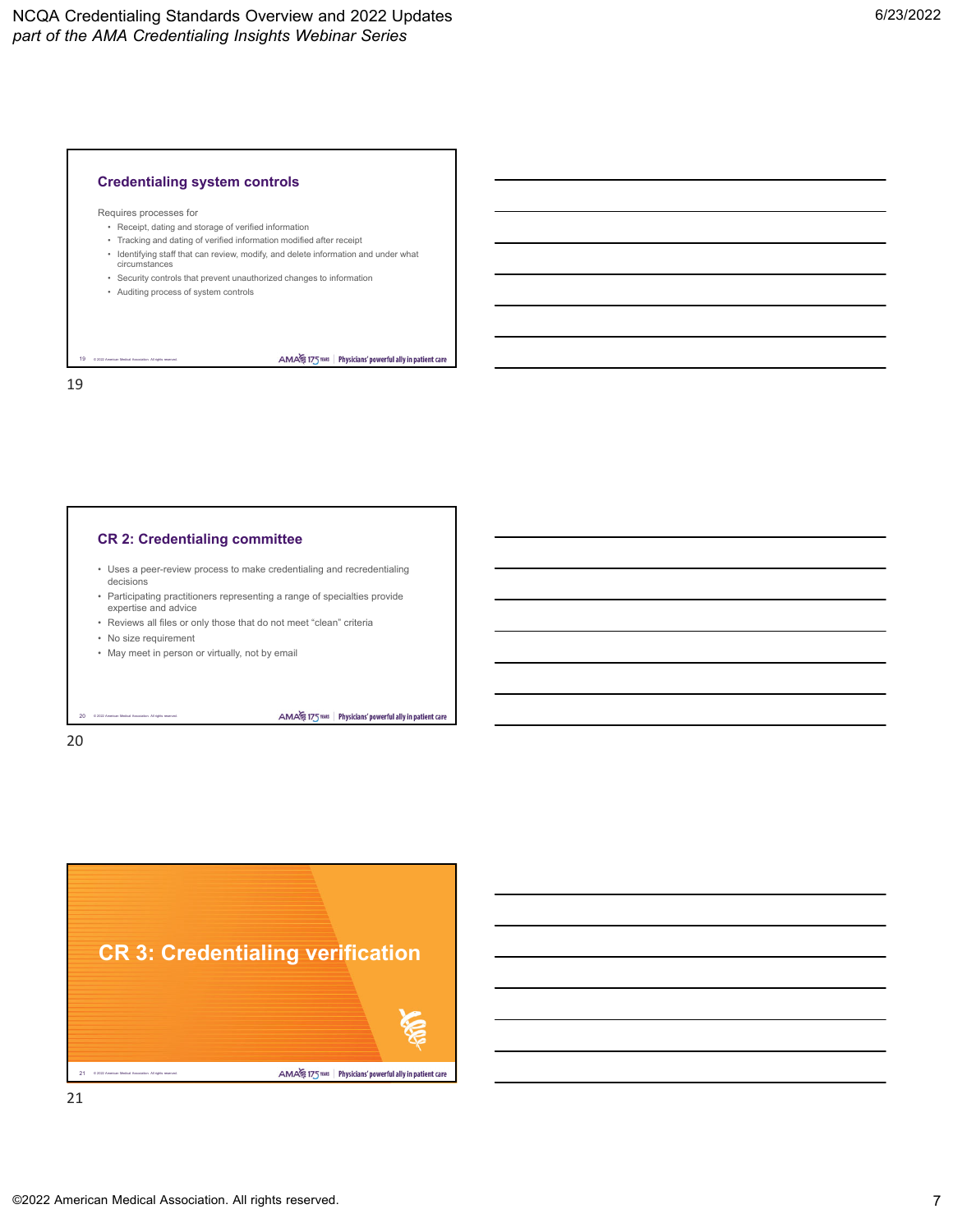## Credentialing system controls

Requires processes for

- Receipt, dating and storage of verified information
- Tracking and dating of verified information modified after receipt
- Identifying staff that can review, modify, and delete information and under what circumstances
- Security controls that prevent unauthorized changes to information
- Auditing process of system controls

## CR 2: Credentialing committee

- Uses a peer-review process to make credentialing and recredentialing decisions
- Participating practitioners representing a range of specialties provide expertise and advice
- Reviews all files or only those that do not meet "clean" criteria
- No size requirement
- May meet in person or virtually, not by email

## CR 3: Credentialing verification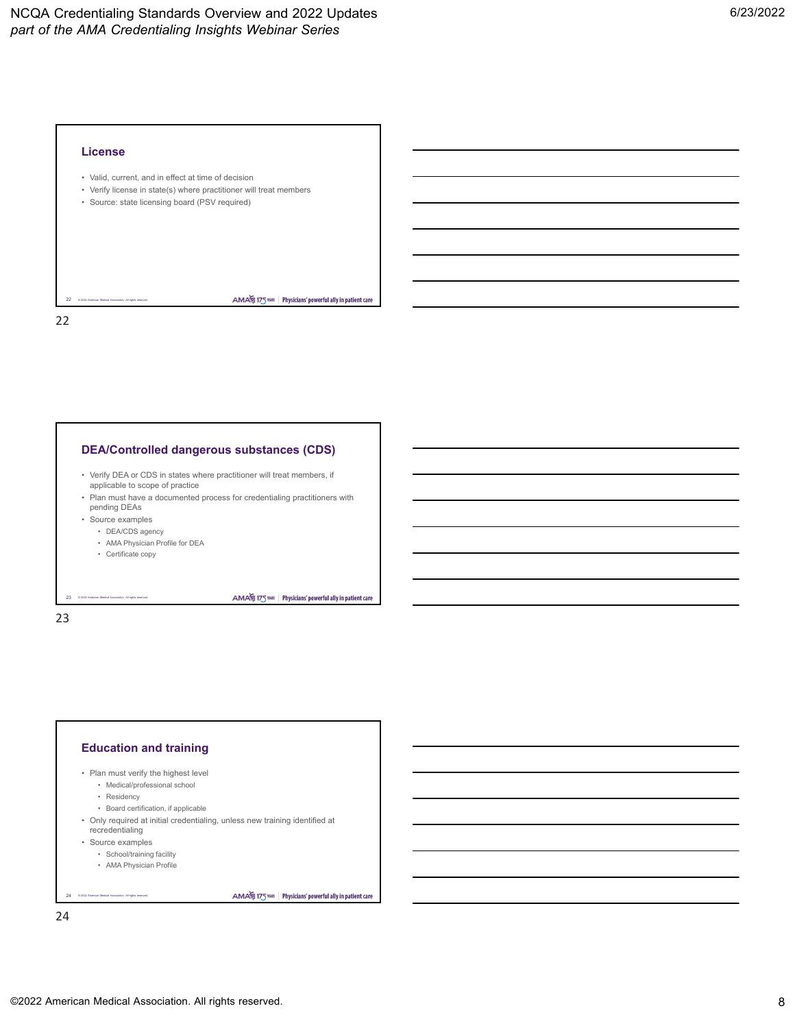## License

- Valid, current, and in effect at time of decision
- Verify license in state(s) where practitioner will treat members
- Source: state licensing board (PSV required)

## DEA/Controlled dangerous substances (CDS)

- Verify DEA or CDS in states where practitioner will treat members, if applicable to scope of practice
- Plan must have a documented process for credentialing practitioners with pending DEAs
- Source examples
  - DEA/CDS agency
  - AMA Physician Profile for DEA
  - Certificate copy

## Education and training

- Plan must verify the highest level
  - Medical/professional school
  - Residency
  - Board certification, if applicable
- Only required at initial credentialing, unless new training identified at recredentialing
- Source examples
  - School/training facility
  - AMA Physician Profile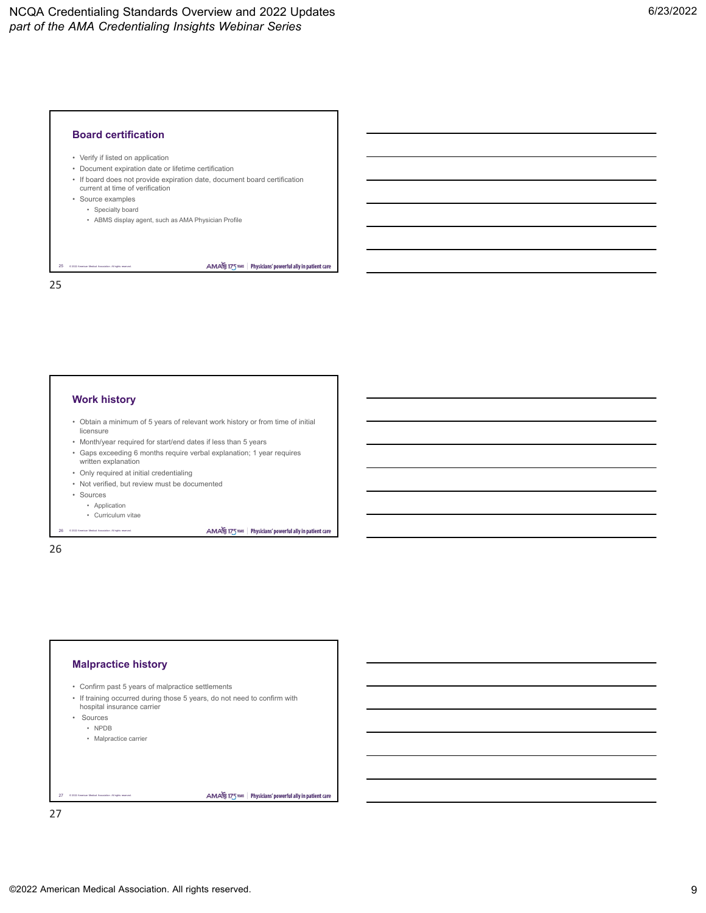## Board certification

- Verify if listed on application
- Document expiration date or lifetime certification
- If board does not provide expiration date, document board certification current at time of verification
- Source examples
  - Specialty board
  - ABMS display agent, such as AMA Physician Profile

## Work history

- Obtain a minimum of 5 years of relevant work history or from time of initial licensure
- Month/year required for start/end dates if less than 5 years
- Gaps exceeding 6 months require verbal explanation; 1 year requires written explanation
- Only required at initial credentialing
- Not verified, but review must be documented
- Sources
  - Application
  - Curriculum vitae

## Malpractice history

- Confirm past 5 years of malpractice settlements
- If training occurred during those 5 years, do not need to confirm with hospital insurance carrier
- Sources
  - NPDB
  - Malpractice carrier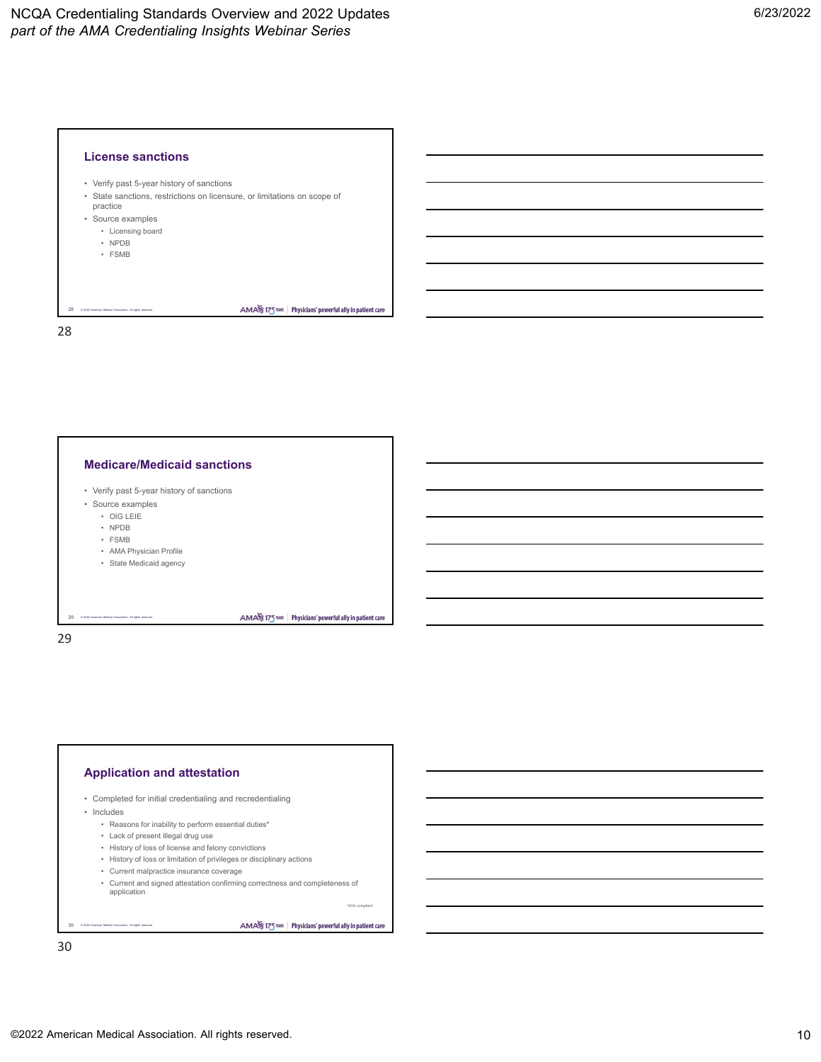## License sanctions

- Verify past 5-year history of sanctions
- State sanctions, restrictions on licensure, or limitations on scope of practice
- Source examples
  - Licensing board
  - NPDB
  - FSMB

## Medicare/Medicaid sanctions

- Verify past 5-year history of sanctions
- Source examples
  - OIG LEIE
  - NPDB
  - FSMB
  - AMA Physician Profile
  - State Medicaid agency

## Application and attestation

- Completed for initial credentialing and recredentialing
- Includes
  - Reasons for inability to perform essential duties*
  - Lack of present illegal drug use
  - History of loss of license and felony convictions
  - History of loss or limitation of privileges or disciplinary actions
  - Current malpractice insurance coverage
  - Current and signed attestation confirming correctness and completeness of application

*ADA compliant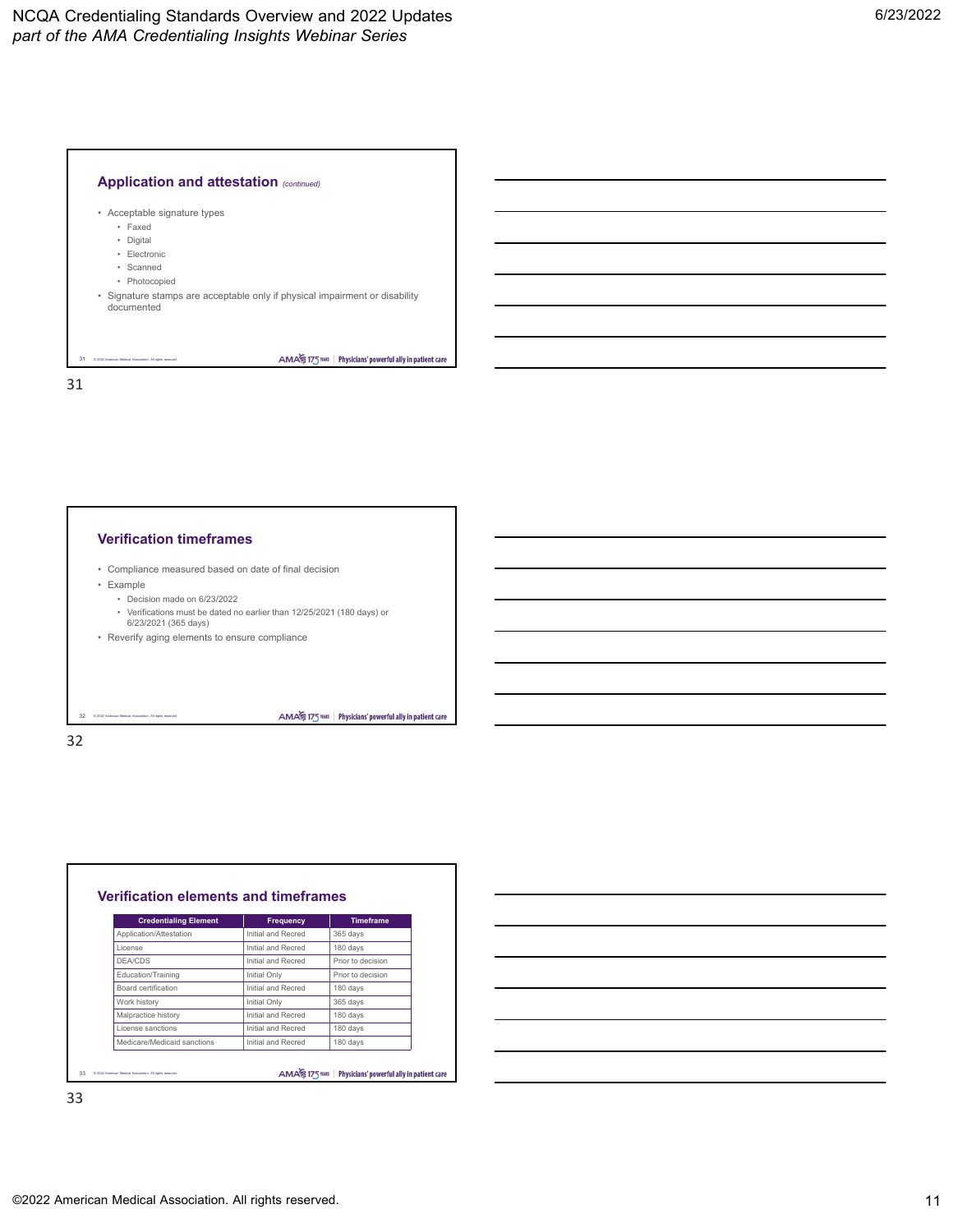## Application and attestation *(continued)*

- Acceptable signature types
  - Faxed
  - Digital
  - Electronic
  - Scanned
  - Photocopied
- Signature stamps are acceptable only if physical impairment or disability documented

## Verification timeframes

- Compliance measured based on date of final decision
- Example
  - Decision made on 6/23/2022
  - Verifications must be dated no earlier than 12/25/2021 (180 days) or 6/23/2021 (365 days)
- Reverify aging elements to ensure compliance

## Verification elements and timeframes

| Credentialing Element | Frequency | Timeframe |
|---|---|---|
| Application/Attestation | Initial and Recred | 365 days |
| License | Initial and Recred | 180 days |
| DEA/CDS | Initial and Recred | Prior to decision |
| Education/Training | Initial Only | Prior to decision |
| Board certification | Initial and Recred | 180 days |
| Work history | Initial Only | 365 days |
| Malpractice history | Initial and Recred | 180 days |
| License sanctions | Initial and Recred | 180 days |
| Medicare/Medicaid sanctions | Initial and Recred | 180 days |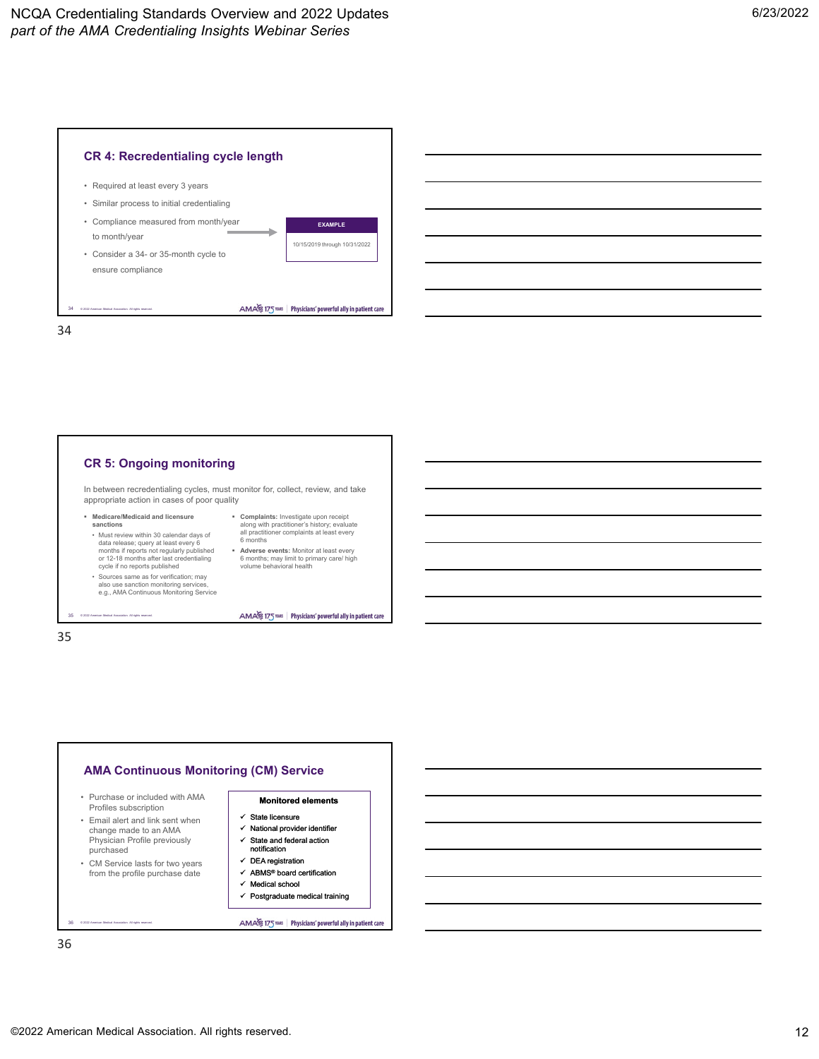## CR 4: Recredentialing cycle length

- Required at least every 3 years
- Similar process to initial credentialing
- Compliance measured from month/year to month/year
- Consider a 34- or 35-month cycle to ensure compliance

**EXAMPLE**

10/15/2019 through 10/31/2022

## CR 5: Ongoing monitoring

In between recredentialing cycles, must monitor for, collect, review, and take appropriate action in cases of poor quality

- **Medicare/Medicaid and licensure sanctions**
  - Must review within 30 calendar days of data release; query at least every 6 months if reports not regularly published or 12-18 months after last credentialing cycle if no reports published
  - Sources same as for verification; may also use sanction monitoring services, e.g., AMA Continuous Monitoring Service
- **Complaints:** Investigate upon receipt along with practitioner's history; evaluate all practitioner complaints at least every 6 months
- **Adverse events:** Monitor at least every 6 months; may limit to primary care/ high volume behavioral health

## AMA Continuous Monitoring (CM) Service

- Purchase or included with AMA Profiles subscription
- Email alert and link sent when change made to an AMA Physician Profile previously purchased
- CM Service lasts for two years from the profile purchase date

**Monitored elements**

- ✓ State licensure
- ✓ National provider identifier
- ✓ State and federal action notification
- ✓ DEA registration
- ✓ ABMS® board certification
- ✓ Medical school
- ✓ Postgraduate medical training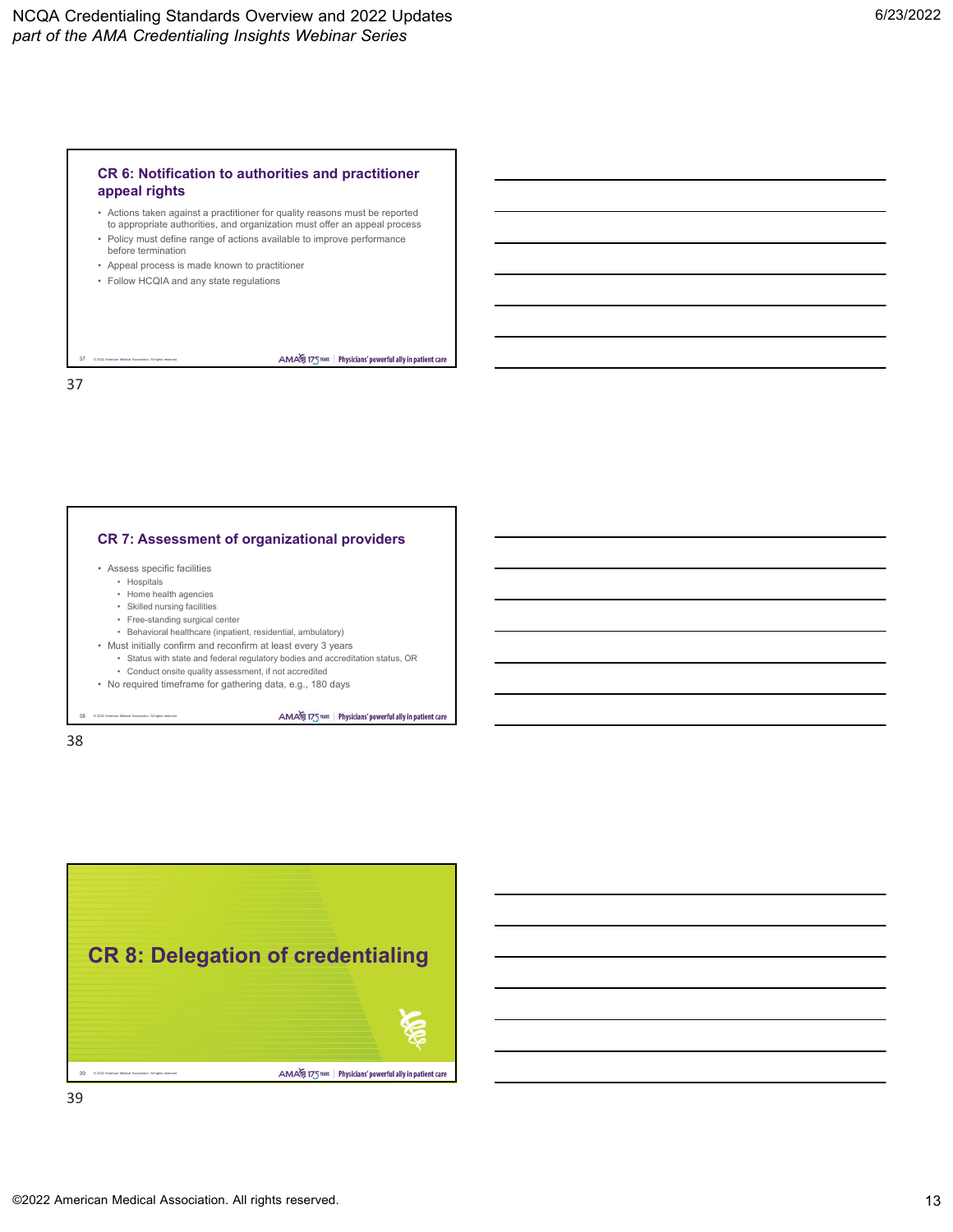## CR 6: Notification to authorities and practitioner appeal rights

- Actions taken against a practitioner for quality reasons must be reported to appropriate authorities, and organization must offer an appeal process
- Policy must define range of actions available to improve performance before termination
- Appeal process is made known to practitioner
- Follow HCQIA and any state regulations

## CR 7: Assessment of organizational providers

- Assess specific facilities
  - Hospitals
  - Home health agencies
  - Skilled nursing facilities
  - Free-standing surgical center
  - Behavioral healthcare (inpatient, residential, ambulatory)
- Must initially confirm and reconfirm at least every 3 years
  - Status with state and federal regulatory bodies and accreditation status, OR
  - Conduct onsite quality assessment, if not accredited
- No required timeframe for gathering data, e.g., 180 days

# CR 8: Delegation of credentialing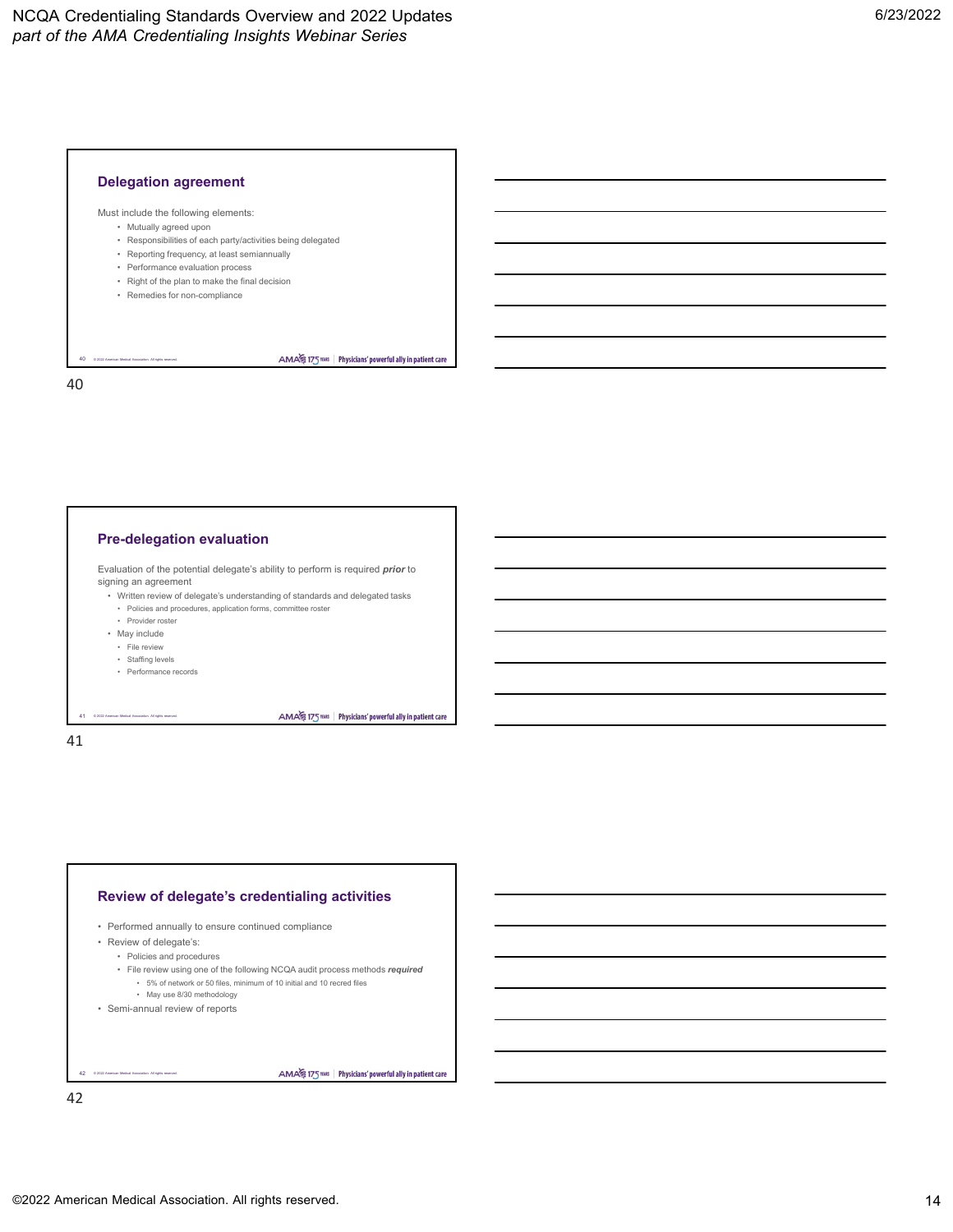## Delegation agreement

Must include the following elements:

- Mutually agreed upon
- Responsibilities of each party/activities being delegated
- Reporting frequency, at least semiannually
- Performance evaluation process
- Right of the plan to make the final decision
- Remedies for non-compliance

## Pre-delegation evaluation

Evaluation of the potential delegate's ability to perform is required ***prior*** to signing an agreement

- Written review of delegate's understanding of standards and delegated tasks
  - Policies and procedures, application forms, committee roster
  - Provider roster
- May include
  - File review
  - Staffing levels
  - Performance records

## Review of delegate's credentialing activities

- Performed annually to ensure continued compliance
- Review of delegate's:
  - Policies and procedures
  - File review using one of the following NCQA audit process methods ***required***
    - 5% of network or 50 files, minimum of 10 initial and 10 recred files
    - May use 8/30 methodology
- Semi-annual review of reports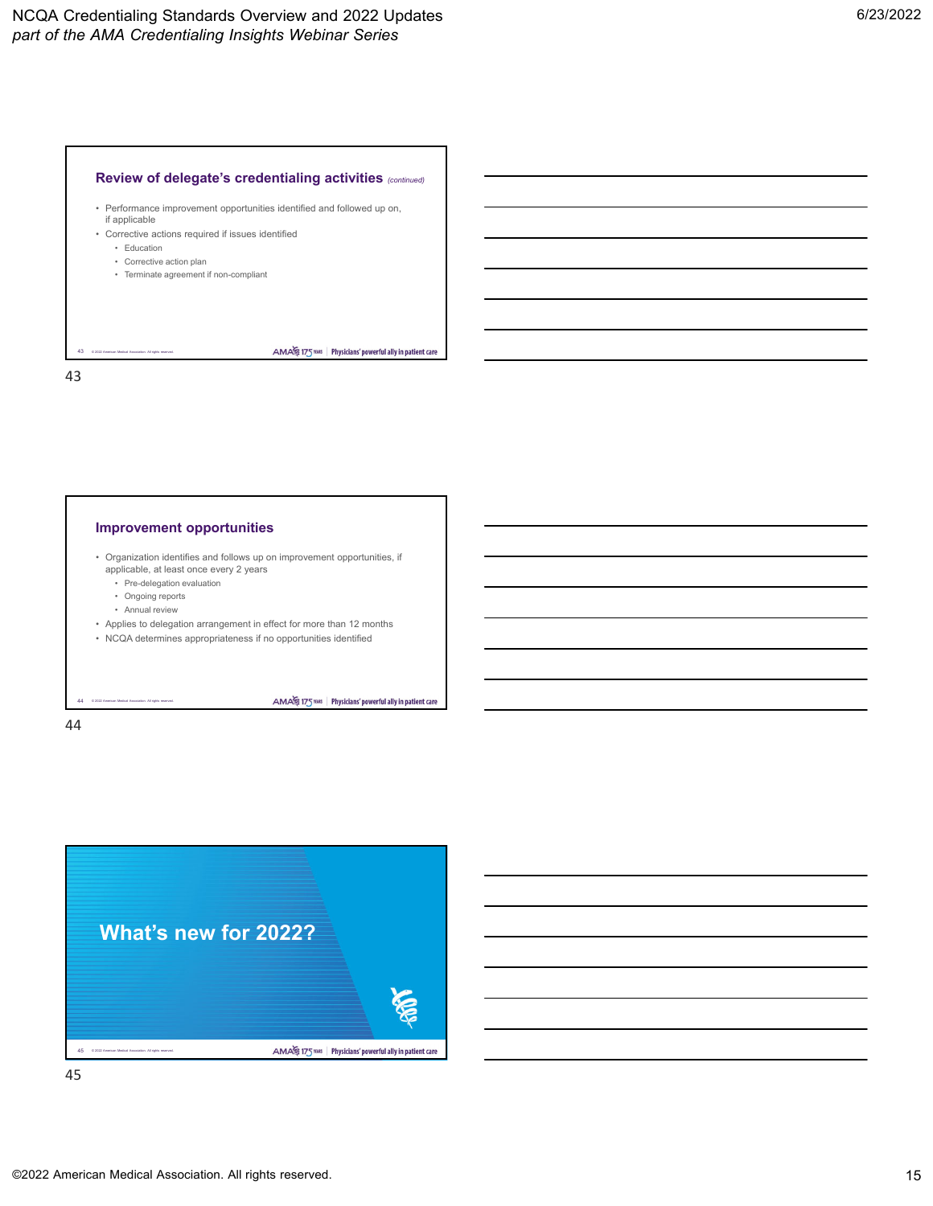## Review of delegate's credentialing activities *(continued)*

- Performance improvement opportunities identified and followed up on, if applicable
- Corrective actions required if issues identified
  - Education
  - Corrective action plan
  - Terminate agreement if non-compliant

## Improvement opportunities

- Organization identifies and follows up on improvement opportunities, if applicable, at least once every 2 years
  - Pre-delegation evaluation
  - Ongoing reports
  - Annual review
- Applies to delegation arrangement in effect for more than 12 months
- NCQA determines appropriateness if no opportunities identified

## What's new for 2022?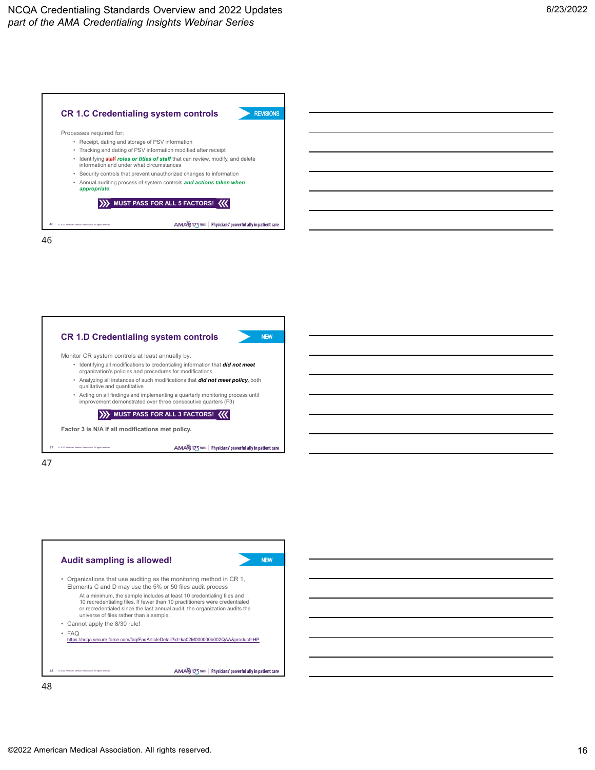## CR 1.C Credentialing system controls

REVISIONS

Processes required for:

- Receipt, dating and storage of PSV information
- Tracking and dating of PSV information modified after receipt
- Identifying ~~staff~~ ***roles or titles of staff*** that can review, modify, and delete information and under what circumstances
- Security controls that prevent unauthorized changes to information
- Annual auditing process of system controls ***and actions taken when appropriate***

**MUST PASS FOR ALL 5 FACTORS!**

## CR 1.D Credentialing system controls

NEW

Monitor CR system controls at least annually by:

- Identifying all modifications to credentialing information that ***did not meet*** organization's policies and procedures for modifications
- Analyzing all instances of such modifications that ***did not meet policy,*** both qualitative and quantitative
- Acting on all findings and implementing a quarterly monitoring process until improvement demonstrated over three consecutive quarters (F3)

**MUST PASS FOR ALL 3 FACTORS!**

**Factor 3 is N/A if all modifications met policy.**

## Audit sampling is allowed!

NEW

- Organizations that use auditing as the monitoring method in CR 1, Elements C and D may use the 5% or 50 files audit process

  At a minimum, the sample includes at least 10 credentialing files and 10 recredentialing files. If fewer than 10 practitioners were credentialed or recredentialed since the last annual audit, the organization audits the universe of files rather than a sample.
- Cannot apply the 8/30 rule!
- FAQ
  https://ncqa.secure.force.com/faq/FaqArticleDetail?id=ka02M000000b002QAA&product=HP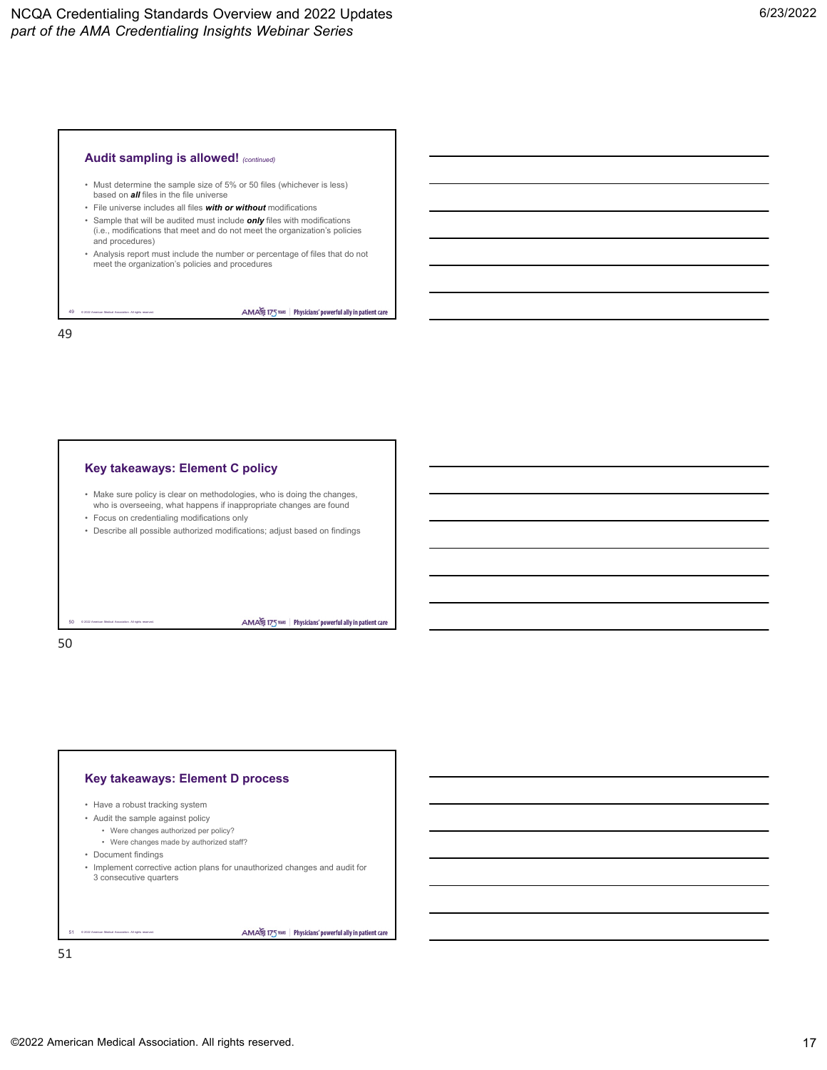## Audit sampling is allowed! *(continued)*

- Must determine the sample size of 5% or 50 files (whichever is less) based on ***all*** files in the file universe
- File universe includes all files ***with or without*** modifications
- Sample that will be audited must include ***only*** files with modifications (i.e., modifications that meet and do not meet the organization's policies and procedures)
- Analysis report must include the number or percentage of files that do not meet the organization's policies and procedures

## Key takeaways: Element C policy

- Make sure policy is clear on methodologies, who is doing the changes, who is overseeing, what happens if inappropriate changes are found
- Focus on credentialing modifications only
- Describe all possible authorized modifications; adjust based on findings

## Key takeaways: Element D process

- Have a robust tracking system
- Audit the sample against policy
  - Were changes authorized per policy?
  - Were changes made by authorized staff?
- Document findings
- Implement corrective action plans for unauthorized changes and audit for 3 consecutive quarters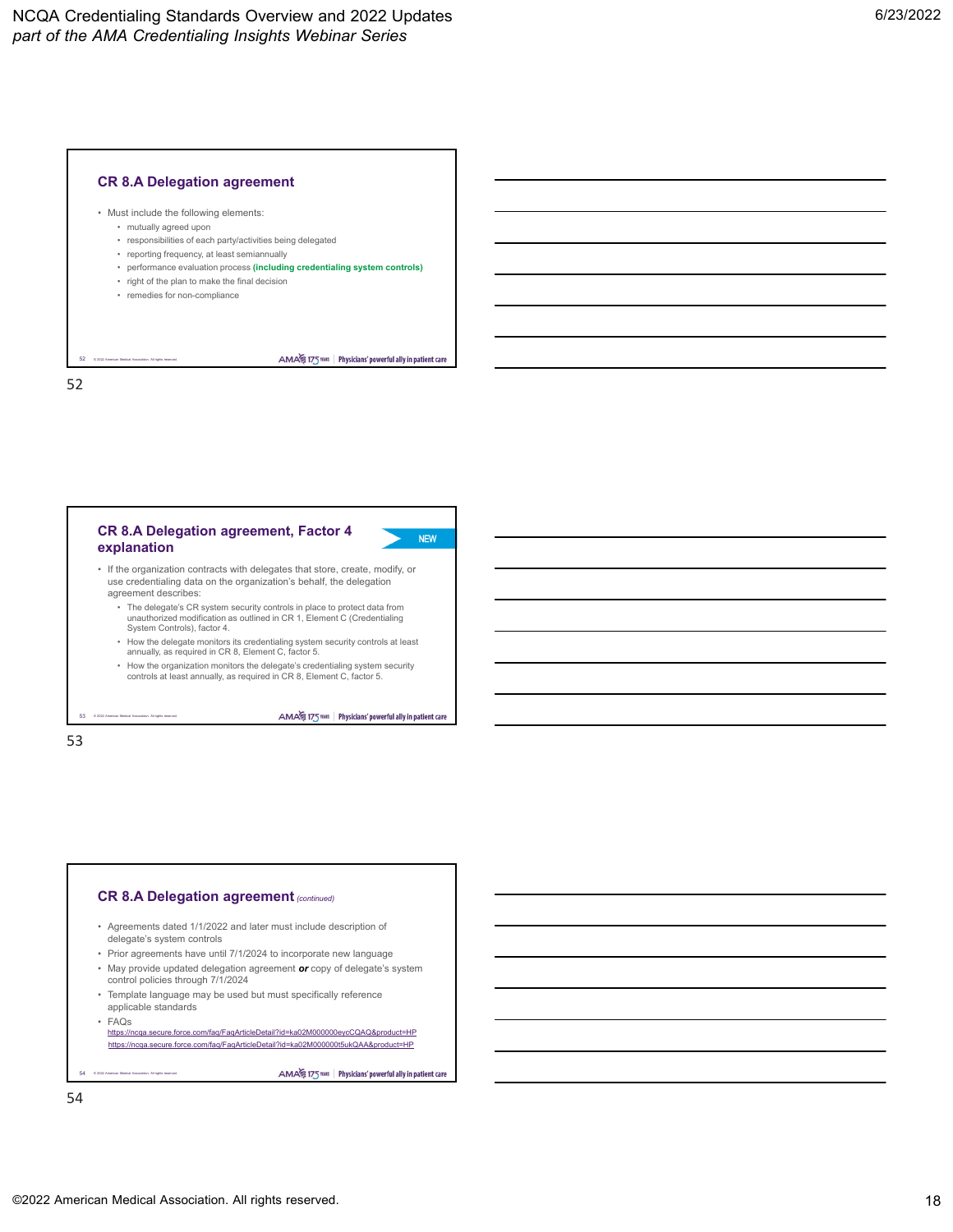## CR 8.A Delegation agreement

- Must include the following elements:
  - mutually agreed upon
  - responsibilities of each party/activities being delegated
  - reporting frequency, at least semiannually
  - performance evaluation process **(including credentialing system controls)**
  - right of the plan to make the final decision
  - remedies for non-compliance

## CR 8.A Delegation agreement, Factor 4 explanation

NEW

- If the organization contracts with delegates that store, create, modify, or use credentialing data on the organization's behalf, the delegation agreement describes:
  - The delegate's CR system security controls in place to protect data from unauthorized modification as outlined in CR 1, Element C (Credentialing System Controls), factor 4.
  - How the delegate monitors its credentialing system security controls at least annually, as required in CR 8, Element C, factor 5.
  - How the organization monitors the delegate's credentialing system security controls at least annually, as required in CR 8, Element C, factor 5.

## CR 8.A Delegation agreement *(continued)*

- Agreements dated 1/1/2022 and later must include description of delegate's system controls
- Prior agreements have until 7/1/2024 to incorporate new language
- May provide updated delegation agreement ***or*** copy of delegate's system control policies through 7/1/2024
- Template language may be used but must specifically reference applicable standards
- FAQs
  https://ncqa.secure.force.com/faq/FaqArticleDetail?id=ka02M000000eycCQAQ&product=HP
  https://ncqa.secure.force.com/faq/FaqArticleDetail?id=ka02M000000t5ukQAA&product=HP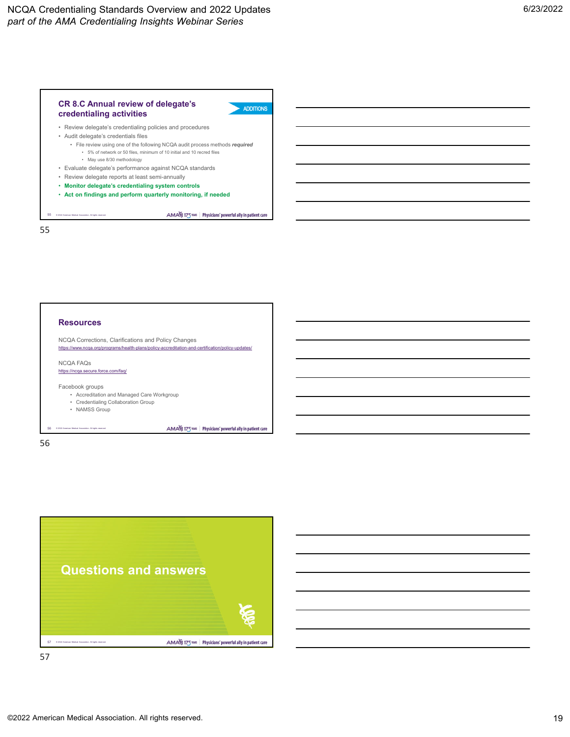## CR 8.C Annual review of delegate's credentialing activities

ADDITIONS

- Review delegate's credentialing policies and procedures
- Audit delegate's credentials files
  - File review using one of the following NCQA audit process methods ***required***
    - 5% of network or 50 files, minimum of 10 initial and 10 recred files
    - May use 8/30 methodology
- Evaluate delegate's performance against NCQA standards
- Review delegate reports at least semi-annually
- **Monitor delegate's credentialing system controls**
- **Act on findings and perform quarterly monitoring, if needed**

## Resources

NCQA Corrections, Clarifications and Policy Changes
https://www.ncqa.org/programs/health-plans/policy-accreditation-and-certification/policy-updates/

NCQA FAQs
https://ncqa.secure.force.com/faq/

Facebook groups

- Accreditation and Managed Care Workgroup
- Credentialing Collaboration Group
- NAMSS Group

## Questions and answers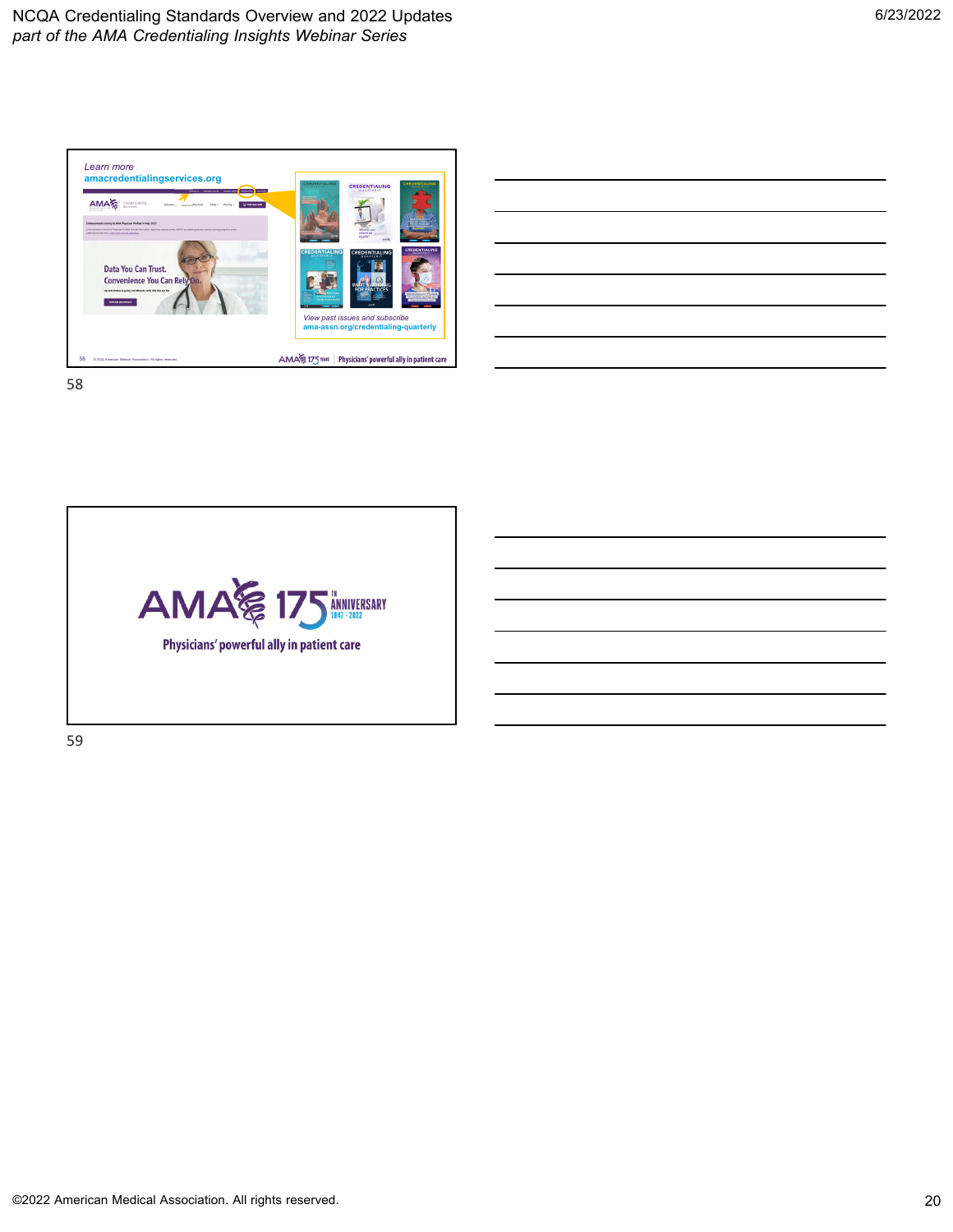Learn more
amacredentialingservices.org

Data You Can Trust.
Convenience You Can Rely On.

View past issues and subscribe
ama-assn.org/credentialing-quarterly

AMA 175 YEARS | Physicians' powerful ally in patient care

58

AMA 175TH ANNIVERSARY 1847 - 2022
Physicians' powerful ally in patient care

59